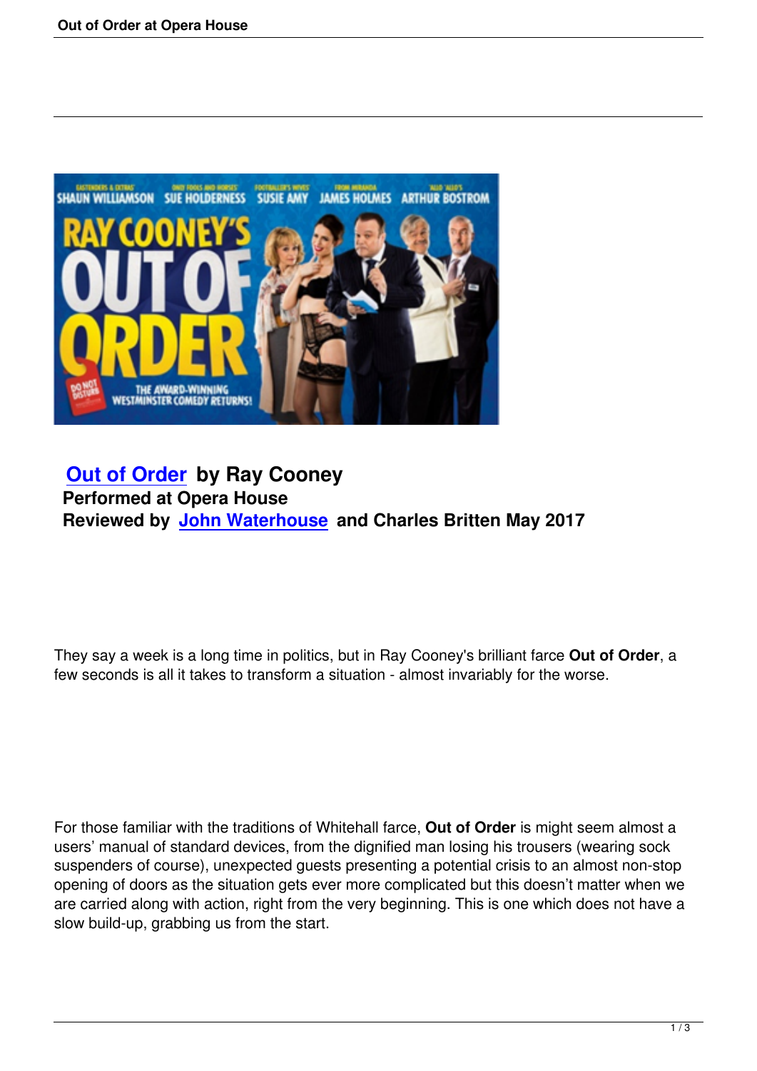**Out of Order by Ray Cooney**
**Performed at Opera House**
**Reviewed by John Waterhouse and Charles Britten May 2017**

They say a week is a long time in politics, but in Ray Cooney's brilliant farce **Out of Order**, a few seconds is all it takes to transform a situation - almost invariably for the worse.

For those familiar with the traditions of Whitehall farce, **Out of Order** is might seem almost a users' manual of standard devices, from the dignified man losing his trousers (wearing sock suspenders of course), unexpected guests presenting a potential crisis to an almost non-stop opening of doors as the situation gets ever more complicated but this doesn't matter when we are carried along with action, right from the very beginning. This is one which does not have a slow build-up, grabbing us from the start.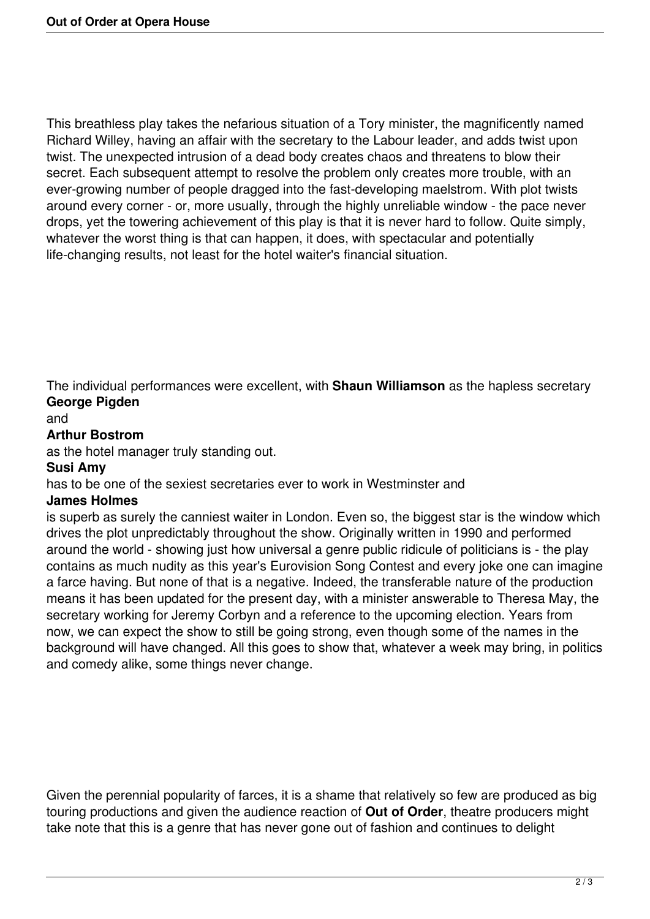This breathless play takes the nefarious situation of a Tory minister, the magnificently named Richard Willey, having an affair with the secretary to the Labour leader, and adds twist upon twist. The unexpected intrusion of a dead body creates chaos and threatens to blow their secret. Each subsequent attempt to resolve the problem only creates more trouble, with an ever-growing number of people dragged into the fast-developing maelstrom. With plot twists around every corner - or, more usually, through the highly unreliable window - the pace never drops, yet the towering achievement of this play is that it is never hard to follow. Quite simply, whatever the worst thing is that can happen, it does, with spectacular and potentially life-changing results, not least for the hotel waiter's financial situation.

The individual performances were excellent, with **Shaun Williamson** as the hapless secretary **George Pigden** and **Arthur Bostrom** as the hotel manager truly standing out. **Susi Amy** has to be one of the sexiest secretaries ever to work in Westminster and **James Holmes** is superb as surely the canniest waiter in London. Even so, the biggest star is the window which drives the plot unpredictably throughout the show. Originally written in 1990 and performed around the world - showing just how universal a genre public ridicule of politicians is - the play contains as much nudity as this year's Eurovision Song Contest and every joke one can imagine a farce having. But none of that is a negative. Indeed, the transferable nature of the production means it has been updated for the present day, with a minister answerable to Theresa May, the secretary working for Jeremy Corbyn and a reference to the upcoming election. Years from now, we can expect the show to still be going strong, even though some of the names in the background will have changed. All this goes to show that, whatever a week may bring, in politics and comedy alike, some things never change.

Given the perennial popularity of farces, it is a shame that relatively so few are produced as big touring productions and given the audience reaction of **Out of Order**, theatre producers might take note that this is a genre that has never gone out of fashion and continues to delight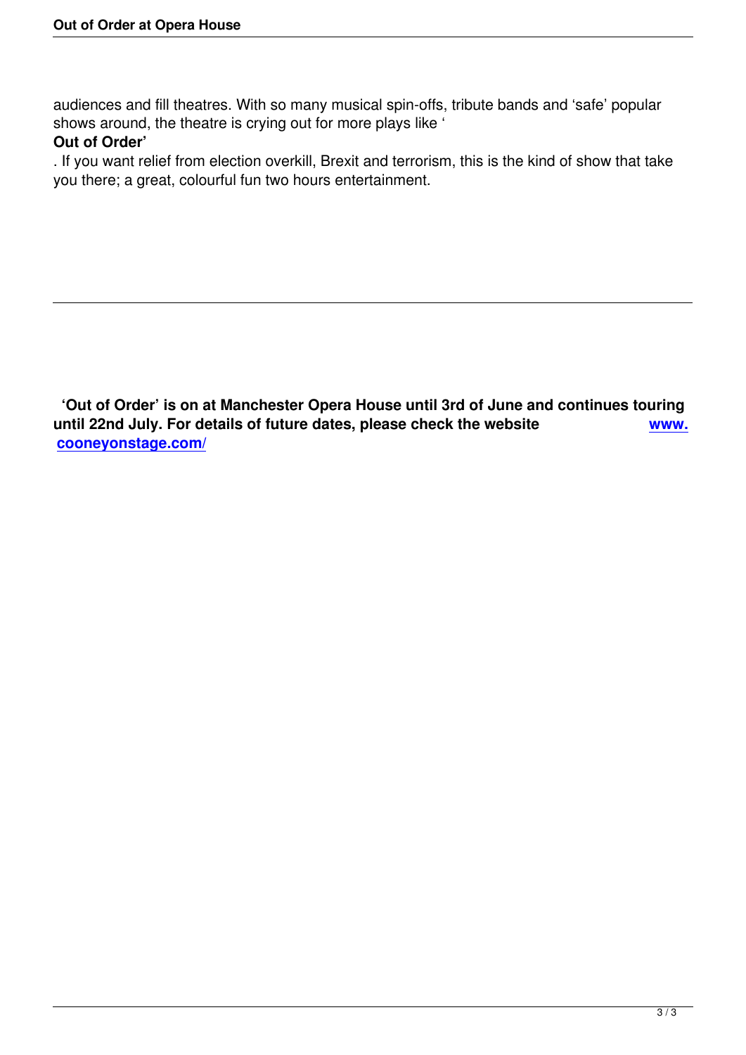audiences and fill theatres. With so many musical spin-offs, tribute bands and 'safe' popular shows around, the theatre is crying out for more plays like '**Out of Order'**. If you want relief from election overkill, Brexit and terrorism, this is the kind of show that take you there; a great, colourful fun two hours entertainment.

---

**'Out of Order' is on at Manchester Opera House until 3rd of June and continues touring until 22nd July. For details of future dates, please check the website [www.cooneyonstage.com/](http://www.cooneyonstage.com/)**